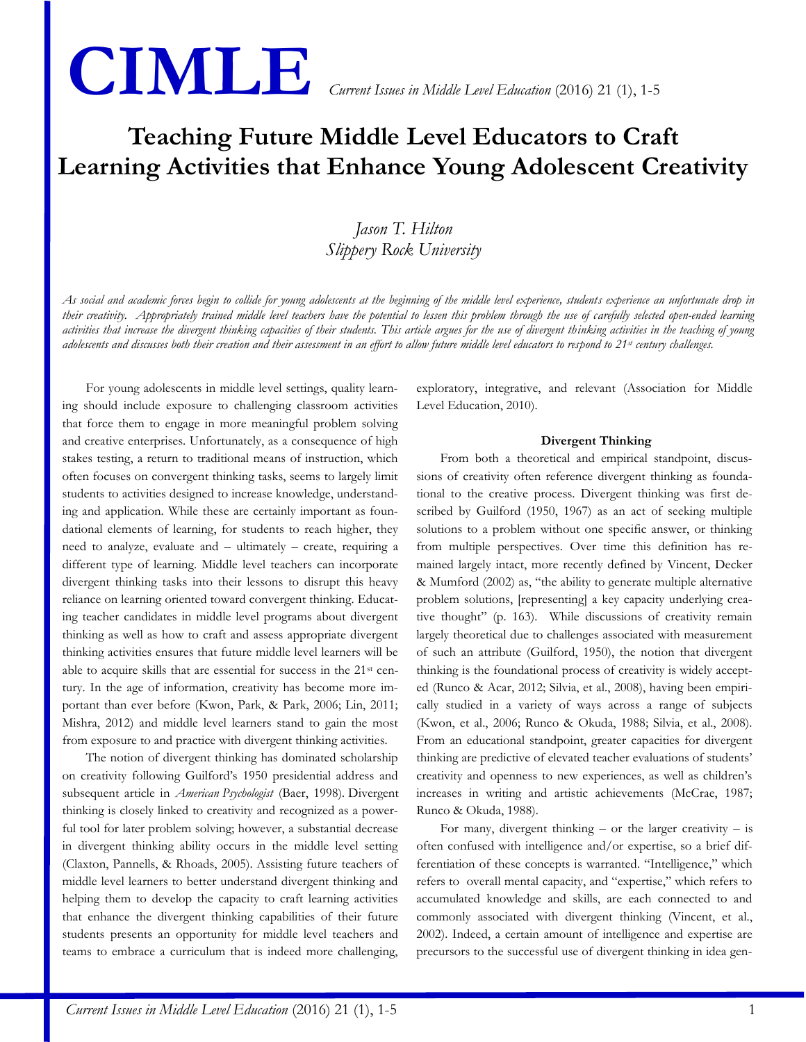# Teaching Future Middle Level Educators to Craft Learning Activities that Enhance Young Adolescent Creativity

*Jason T. Hilton*
*Slippery Rock University*

*As social and academic forces begin to collide for young adolescents at the beginning of the middle level experience, students experience an unfortunate drop in their creativity. Appropriately trained middle level teachers have the potential to lessen this problem through the use of carefully selected open-ended learning activities that increase the divergent thinking capacities of their students. This article argues for the use of divergent thinking activities in the teaching of young adolescents and discusses both their creation and their assessment in an effort to allow future middle level educators to respond to 21st century challenges.*

For young adolescents in middle level settings, quality learning should include exposure to challenging classroom activities that force them to engage in more meaningful problem solving and creative enterprises. Unfortunately, as a consequence of high stakes testing, a return to traditional means of instruction, which often focuses on convergent thinking tasks, seems to largely limit students to activities designed to increase knowledge, understanding and application. While these are certainly important as foundational elements of learning, for students to reach higher, they need to analyze, evaluate and – ultimately – create, requiring a different type of learning. Middle level teachers can incorporate divergent thinking tasks into their lessons to disrupt this heavy reliance on learning oriented toward convergent thinking. Educating teacher candidates in middle level programs about divergent thinking as well as how to craft and assess appropriate divergent thinking activities ensures that future middle level learners will be able to acquire skills that are essential for success in the 21st century. In the age of information, creativity has become more important than ever before (Kwon, Park, & Park, 2006; Lin, 2011; Mishra, 2012) and middle level learners stand to gain the most from exposure to and practice with divergent thinking activities.

The notion of divergent thinking has dominated scholarship on creativity following Guilford's 1950 presidential address and subsequent article in *American Psychologist* (Baer, 1998). Divergent thinking is closely linked to creativity and recognized as a powerful tool for later problem solving; however, a substantial decrease in divergent thinking ability occurs in the middle level setting (Claxton, Pannells, & Rhoads, 2005). Assisting future teachers of middle level learners to better understand divergent thinking and helping them to develop the capacity to craft learning activities that enhance the divergent thinking capabilities of their future students presents an opportunity for middle level teachers and teams to embrace a curriculum that is indeed more challenging, exploratory, integrative, and relevant (Association for Middle Level Education, 2010).

## Divergent Thinking

From both a theoretical and empirical standpoint, discussions of creativity often reference divergent thinking as foundational to the creative process. Divergent thinking was first described by Guilford (1950, 1967) as an act of seeking multiple solutions to a problem without one specific answer, or thinking from multiple perspectives. Over time this definition has remained largely intact, more recently defined by Vincent, Decker & Mumford (2002) as, "the ability to generate multiple alternative problem solutions, [representing] a key capacity underlying creative thought" (p. 163). While discussions of creativity remain largely theoretical due to challenges associated with measurement of such an attribute (Guilford, 1950), the notion that divergent thinking is the foundational process of creativity is widely accepted (Runco & Acar, 2012; Silvia, et al., 2008), having been empirically studied in a variety of ways across a range of subjects (Kwon, et al., 2006; Runco & Okuda, 1988; Silvia, et al., 2008). From an educational standpoint, greater capacities for divergent thinking are predictive of elevated teacher evaluations of students' creativity and openness to new experiences, as well as children's increases in writing and artistic achievements (McCrae, 1987; Runco & Okuda, 1988).

For many, divergent thinking – or the larger creativity – is often confused with intelligence and/or expertise, so a brief differentiation of these concepts is warranted. "Intelligence," which refers to overall mental capacity, and "expertise," which refers to accumulated knowledge and skills, are each connected to and commonly associated with divergent thinking (Vincent, et al., 2002). Indeed, a certain amount of intelligence and expertise are precursors to the successful use of divergent thinking in idea gen-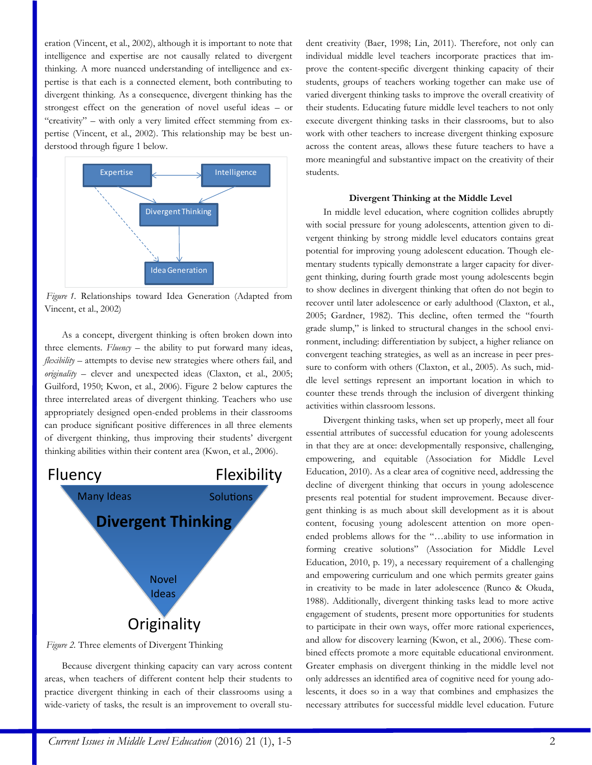eration (Vincent, et al., 2002), although it is important to note that intelligence and expertise are not causally related to divergent thinking. A more nuanced understanding of intelligence and expertise is that each is a connected element, both contributing to divergent thinking. As a consequence, divergent thinking has the strongest effect on the generation of novel useful ideas – or "creativity" – with only a very limited effect stemming from expertise (Vincent, et al., 2002). This relationship may be best understood through figure 1 below.

*Figure 1.* Relationships toward Idea Generation (Adapted from Vincent, et al., 2002)

As a concept, divergent thinking is often broken down into three elements. *Fluency* – the ability to put forward many ideas, *flexibility* – attempts to devise new strategies where others fail, and *originality* – clever and unexpected ideas (Claxton, et al., 2005; Guilford, 1950; Kwon, et al., 2006). Figure 2 below captures the three interrelated areas of divergent thinking. Teachers who use appropriately designed open-ended problems in their classrooms can produce significant positive differences in all three elements of divergent thinking, thus improving their students' divergent thinking abilities within their content area (Kwon, et al., 2006).

*Figure 2.* Three elements of Divergent Thinking

Because divergent thinking capacity can vary across content areas, when teachers of different content help their students to practice divergent thinking in each of their classrooms using a wide-variety of tasks, the result is an improvement to overall student creativity (Baer, 1998; Lin, 2011). Therefore, not only can individual middle level teachers incorporate practices that improve the content-specific divergent thinking capacity of their students, groups of teachers working together can make use of varied divergent thinking tasks to improve the overall creativity of their students. Educating future middle level teachers to not only execute divergent thinking tasks in their classrooms, but to also work with other teachers to increase divergent thinking exposure across the content areas, allows these future teachers to have a more meaningful and substantive impact on the creativity of their students.

### Divergent Thinking at the Middle Level

In middle level education, where cognition collides abruptly with social pressure for young adolescents, attention given to divergent thinking by strong middle level educators contains great potential for improving young adolescent education. Though elementary students typically demonstrate a larger capacity for divergent thinking, during fourth grade most young adolescents begin to show declines in divergent thinking that often do not begin to recover until later adolescence or early adulthood (Claxton, et al., 2005; Gardner, 1982). This decline, often termed the "fourth grade slump," is linked to structural changes in the school environment, including: differentiation by subject, a higher reliance on convergent teaching strategies, as well as an increase in peer pressure to conform with others (Claxton, et al., 2005). As such, middle level settings represent an important location in which to counter these trends through the inclusion of divergent thinking activities within classroom lessons.

Divergent thinking tasks, when set up properly, meet all four essential attributes of successful education for young adolescents in that they are at once: developmentally responsive, challenging, empowering, and equitable (Association for Middle Level Education, 2010). As a clear area of cognitive need, addressing the decline of divergent thinking that occurs in young adolescence presents real potential for student improvement. Because divergent thinking is as much about skill development as it is about content, focusing young adolescent attention on more open-ended problems allows for the "…ability to use information in forming creative solutions" (Association for Middle Level Education, 2010, p. 19), a necessary requirement of a challenging and empowering curriculum and one which permits greater gains in creativity to be made in later adolescence (Runco & Okuda, 1988). Additionally, divergent thinking tasks lead to more active engagement of students, present more opportunities for students to participate in their own ways, offer more rational experiences, and allow for discovery learning (Kwon, et al., 2006). These combined effects promote a more equitable educational environment. Greater emphasis on divergent thinking in the middle level not only addresses an identified area of cognitive need for young adolescents, it does so in a way that combines and emphasizes the necessary attributes for successful middle level education. Future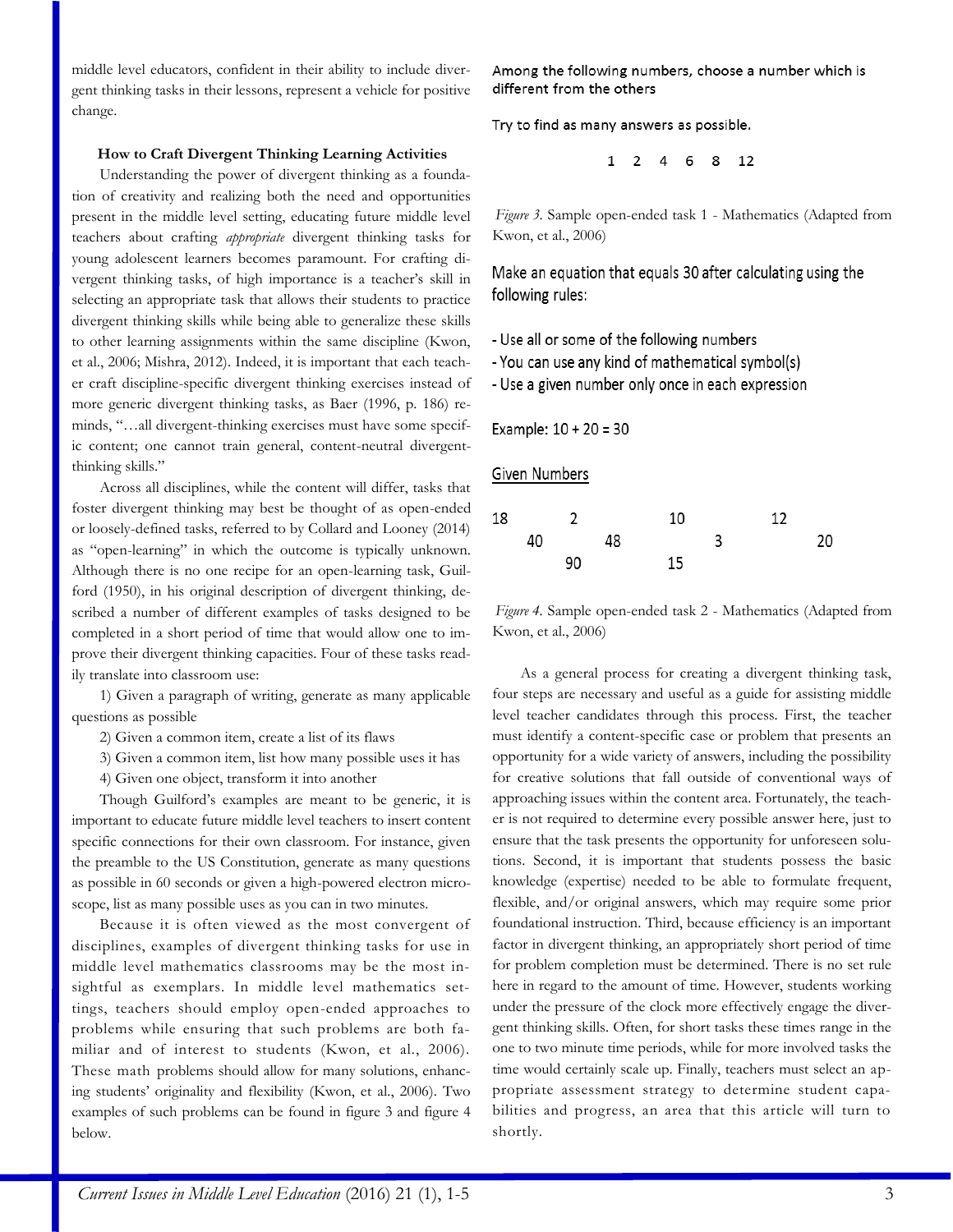middle level educators, confident in their ability to include divergent thinking tasks in their lessons, represent a vehicle for positive change.

### How to Craft Divergent Thinking Learning Activities

Understanding the power of divergent thinking as a foundation of creativity and realizing both the need and opportunities present in the middle level setting, educating future middle level teachers about crafting *appropriate* divergent thinking tasks for young adolescent learners becomes paramount. For crafting divergent thinking tasks, of high importance is a teacher's skill in selecting an appropriate task that allows their students to practice divergent thinking skills while being able to generalize these skills to other learning assignments within the same discipline (Kwon, et al., 2006; Mishra, 2012). Indeed, it is important that each teacher craft discipline-specific divergent thinking exercises instead of more generic divergent thinking tasks, as Baer (1996, p. 186) reminds, "…all divergent-thinking exercises must have some specific content; one cannot train general, content-neutral divergent-thinking skills."

Across all disciplines, while the content will differ, tasks that foster divergent thinking may best be thought of as open-ended or loosely-defined tasks, referred to by Collard and Looney (2014) as "open-learning" in which the outcome is typically unknown. Although there is no one recipe for an open-learning task, Guilford (1950), in his original description of divergent thinking, described a number of different examples of tasks designed to be completed in a short period of time that would allow one to improve their divergent thinking capacities. Four of these tasks readily translate into classroom use:

1) Given a paragraph of writing, generate as many applicable questions as possible
2) Given a common item, create a list of its flaws
3) Given a common item, list how many possible uses it has
4) Given one object, transform it into another

Though Guilford's examples are meant to be generic, it is important to educate future middle level teachers to insert content specific connections for their own classroom. For instance, given the preamble to the US Constitution, generate as many questions as possible in 60 seconds or given a high-powered electron microscope, list as many possible uses as you can in two minutes.

Because it is often viewed as the most convergent of disciplines, examples of divergent thinking tasks for use in middle level mathematics classrooms may be the most insightful as exemplars. In middle level mathematics settings, teachers should employ open-ended approaches to problems while ensuring that such problems are both familiar and of interest to students (Kwon, et al., 2006). These math problems should allow for many solutions, enhancing students' originality and flexibility (Kwon, et al., 2006). Two examples of such problems can be found in figure 3 and figure 4 below.

Among the following numbers, choose a number which is different from the others

Try to find as many answers as possible.

1 2 4 6 8 12

*Figure 3.* Sample open-ended task 1 - Mathematics (Adapted from Kwon, et al., 2006)

Make an equation that equals 30 after calculating using the following rules:

- Use all or some of the following numbers
- You can use any kind of mathematical symbol(s)
- Use a given number only once in each expression

Example: $10 + 20 = 30$

Given Numbers

18 2 10 12
40 48 3 20
90 15

*Figure 4.* Sample open-ended task 2 - Mathematics (Adapted from Kwon, et al., 2006)

As a general process for creating a divergent thinking task, four steps are necessary and useful as a guide for assisting middle level teacher candidates through this process. First, the teacher must identify a content-specific case or problem that presents an opportunity for a wide variety of answers, including the possibility for creative solutions that fall outside of conventional ways of approaching issues within the content area. Fortunately, the teacher is not required to determine every possible answer here, just to ensure that the task presents the opportunity for unforeseen solutions. Second, it is important that students possess the basic knowledge (expertise) needed to be able to formulate frequent, flexible, and/or original answers, which may require some prior foundational instruction. Third, because efficiency is an important factor in divergent thinking, an appropriately short period of time for problem completion must be determined. There is no set rule here in regard to the amount of time. However, students working under the pressure of the clock more effectively engage the divergent thinking skills. Often, for short tasks these times range in the one to two minute time periods, while for more involved tasks the time would certainly scale up. Finally, teachers must select an appropriate assessment strategy to determine student capabilities and progress, an area that this article will turn to shortly.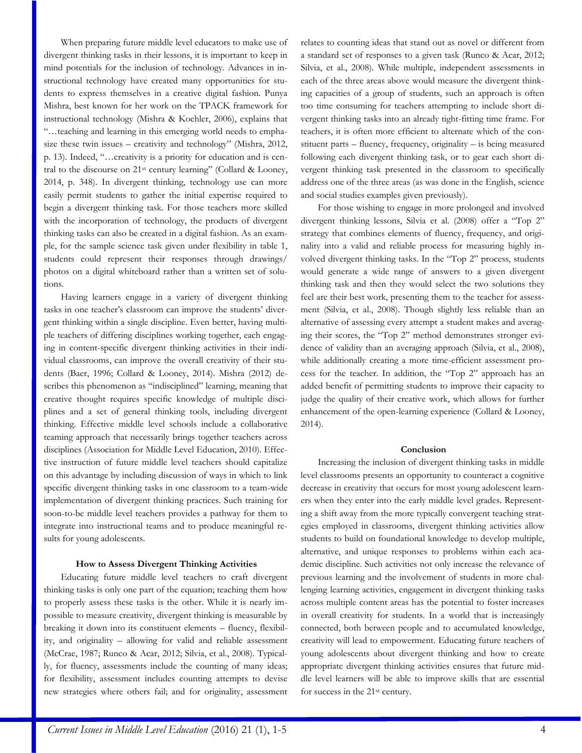When preparing future middle level educators to make use of divergent thinking tasks in their lessons, it is important to keep in mind potentials for the inclusion of technology. Advances in instructional technology have created many opportunities for students to express themselves in a creative digital fashion. Punya Mishra, best known for her work on the TPACK framework for instructional technology (Mishra & Koehler, 2006), explains that "…teaching and learning in this emerging world needs to emphasize these twin issues – creativity and technology" (Mishra, 2012, p. 13). Indeed, "…creativity is a priority for education and is central to the discourse on 21st century learning" (Collard & Looney, 2014, p. 348). In divergent thinking, technology use can more easily permit students to gather the initial expertise required to begin a divergent thinking task. For those teachers more skilled with the incorporation of technology, the products of divergent thinking tasks can also be created in a digital fashion. As an example, for the sample science task given under flexibility in table 1, students could represent their responses through drawings/ photos on a digital whiteboard rather than a written set of solutions.

Having learners engage in a variety of divergent thinking tasks in one teacher's classroom can improve the students' divergent thinking within a single discipline. Even better, having multiple teachers of differing disciplines working together, each engaging in content-specific divergent thinking activities in their individual classrooms, can improve the overall creativity of their students (Baer, 1996; Collard & Looney, 2014). Mishra (2012) describes this phenomenon as "indisciplined" learning, meaning that creative thought requires specific knowledge of multiple disciplines and a set of general thinking tools, including divergent thinking. Effective middle level schools include a collaborative teaming approach that necessarily brings together teachers across disciplines (Association for Middle Level Education, 2010). Effective instruction of future middle level teachers should capitalize on this advantage by including discussion of ways in which to link specific divergent thinking tasks in one classroom to a team-wide implementation of divergent thinking practices. Such training for soon-to-be middle level teachers provides a pathway for them to integrate into instructional teams and to produce meaningful results for young adolescents.

**How to Assess Divergent Thinking Activities**

Educating future middle level teachers to craft divergent thinking tasks is only one part of the equation; teaching them how to properly assess these tasks is the other. While it is nearly impossible to measure creativity, divergent thinking is measurable by breaking it down into its constituent elements – fluency, flexibility, and originality – allowing for valid and reliable assessment (McCrae, 1987; Runco & Acar, 2012; Silvia, et al., 2008). Typically, for fluency, assessments include the counting of many ideas; for flexibility, assessment includes counting attempts to devise new strategies where others fail; and for originality, assessment relates to counting ideas that stand out as novel or different from a standard set of responses to a given task (Runco & Acar, 2012; Silvia, et al., 2008). While multiple, independent assessments in each of the three areas above would measure the divergent thinking capacities of a group of students, such an approach is often too time consuming for teachers attempting to include short divergent thinking tasks into an already tight-fitting time frame. For teachers, it is often more efficient to alternate which of the constituent parts – fluency, frequency, originality – is being measured following each divergent thinking task, or to gear each short divergent thinking task presented in the classroom to specifically address one of the three areas (as was done in the English, science and social studies examples given previously).

For those wishing to engage in more prolonged and involved divergent thinking lessons, Silvia et al. (2008) offer a "Top 2" strategy that combines elements of fluency, frequency, and originality into a valid and reliable process for measuring highly involved divergent thinking tasks. In the "Top 2" process, students would generate a wide range of answers to a given divergent thinking task and then they would select the two solutions they feel are their best work, presenting them to the teacher for assessment (Silvia, et al., 2008). Though slightly less reliable than an alternative of assessing every attempt a student makes and averaging their scores, the "Top 2" method demonstrates stronger evidence of validity than an averaging approach (Silvia, et al., 2008), while additionally creating a more time-efficient assessment process for the teacher. In addition, the "Top 2" approach has an added benefit of permitting students to improve their capacity to judge the quality of their creative work, which allows for further enhancement of the open-learning experience (Collard & Looney, 2014).

**Conclusion**

Increasing the inclusion of divergent thinking tasks in middle level classrooms presents an opportunity to counteract a cognitive decrease in creativity that occurs for most young adolescent learners when they enter into the early middle level grades. Representing a shift away from the more typically convergent teaching strategies employed in classrooms, divergent thinking activities allow students to build on foundational knowledge to develop multiple, alternative, and unique responses to problems within each academic discipline. Such activities not only increase the relevance of previous learning and the involvement of students in more challenging learning activities, engagement in divergent thinking tasks across multiple content areas has the potential to foster increases in overall creativity for students. In a world that is increasingly connected, both between people and to accumulated knowledge, creativity will lead to empowerment. Educating future teachers of young adolescents about divergent thinking and how to create appropriate divergent thinking activities ensures that future middle level learners will be able to improve skills that are essential for success in the 21st century.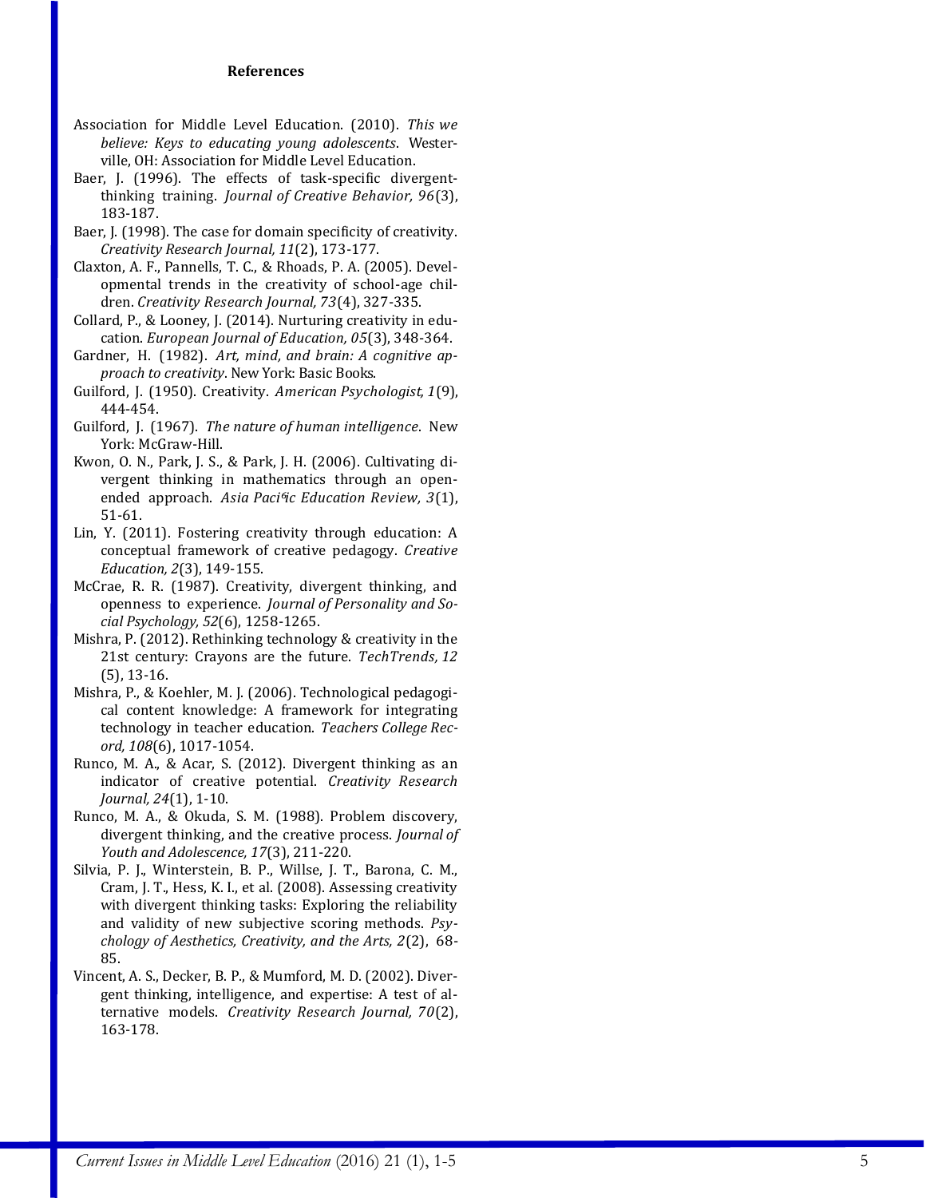## References

Association for Middle Level Education. (2010). *This we believe: Keys to educating young adolescents*. Westerville, OH: Association for Middle Level Education.

Baer, J. (1996). The effects of task-specific divergent-thinking training. *Journal of Creative Behavior, 96*(3), 183-187.

Baer, J. (1998). The case for domain specificity of creativity. *Creativity Research Journal, 11*(2), 173-177.

Claxton, A. F., Pannells, T. C., & Rhoads, P. A. (2005). Developmental trends in the creativity of school-age children. *Creativity Research Journal, 73*(4), 327-335.

Collard, P., & Looney, J. (2014). Nurturing creativity in education. *European Journal of Education, 05*(3), 348-364.

Gardner, H. (1982). *Art, mind, and brain: A cognitive approach to creativity*. New York: Basic Books.

Guilford, J. (1950). Creativity. *American Psychologist, 1*(9), 444-454.

Guilford, J. (1967). *The nature of human intelligence*. New York: McGraw-Hill.

Kwon, O. N., Park, J. S., & Park, J. H. (2006). Cultivating divergent thinking in mathematics through an open-ended approach. *Asia Pacific Education Review, 3*(1), 51-61.

Lin, Y. (2011). Fostering creativity through education: A conceptual framework of creative pedagogy. *Creative Education, 2*(3), 149-155.

McCrae, R. R. (1987). Creativity, divergent thinking, and openness to experience. *Journal of Personality and Social Psychology, 52*(6), 1258-1265.

Mishra, P. (2012). Rethinking technology & creativity in the 21st century: Crayons are the future. *TechTrends, 12* (5), 13-16.

Mishra, P., & Koehler, M. J. (2006). Technological pedagogical content knowledge: A framework for integrating technology in teacher education. *Teachers College Record, 108*(6), 1017-1054.

Runco, M. A., & Acar, S. (2012). Divergent thinking as an indicator of creative potential. *Creativity Research Journal, 24*(1), 1-10.

Runco, M. A., & Okuda, S. M. (1988). Problem discovery, divergent thinking, and the creative process. *Journal of Youth and Adolescence, 17*(3), 211-220.

Silvia, P. J., Winterstein, B. P., Willse, J. T., Barona, C. M., Cram, J. T., Hess, K. I., et al. (2008). Assessing creativity with divergent thinking tasks: Exploring the reliability and validity of new subjective scoring methods. *Psychology of Aesthetics, Creativity, and the Arts, 2*(2), 68-85.

Vincent, A. S., Decker, B. P., & Mumford, M. D. (2002). Divergent thinking, intelligence, and expertise: A test of alternative models. *Creativity Research Journal, 70*(2), 163-178.